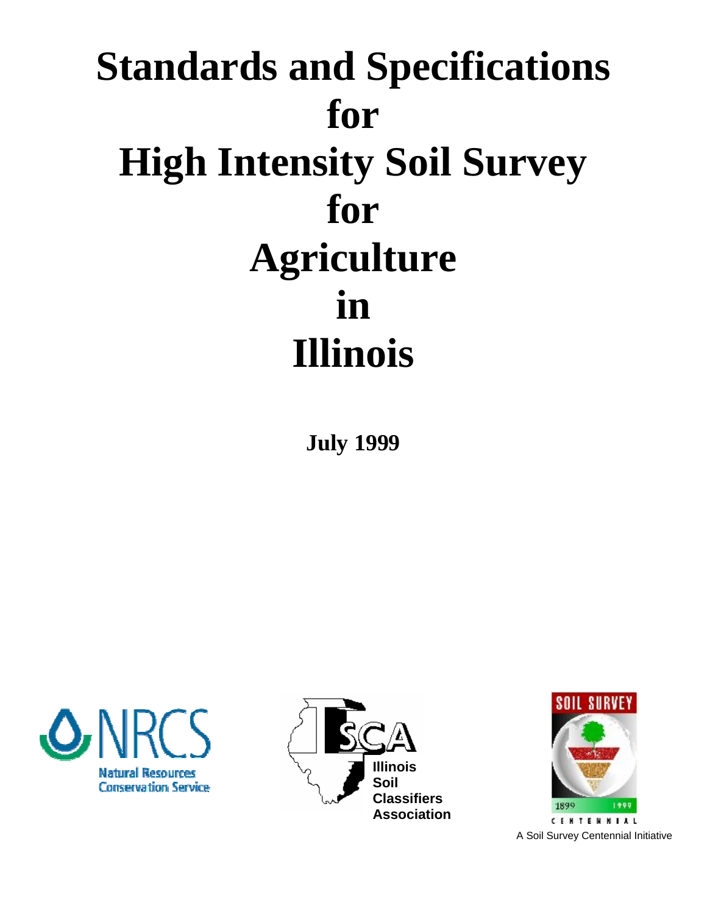# Standards and Specifications for High Intensity Soil Survey for Agriculture in Illinois

**July 1999**

NRCS
Natural Resources Conservation Service

ISCA
Illinois Soil Classifiers Association

SOIL SURVEY
1899 1999
CENTENNIAL

A Soil Survey Centennial Initiative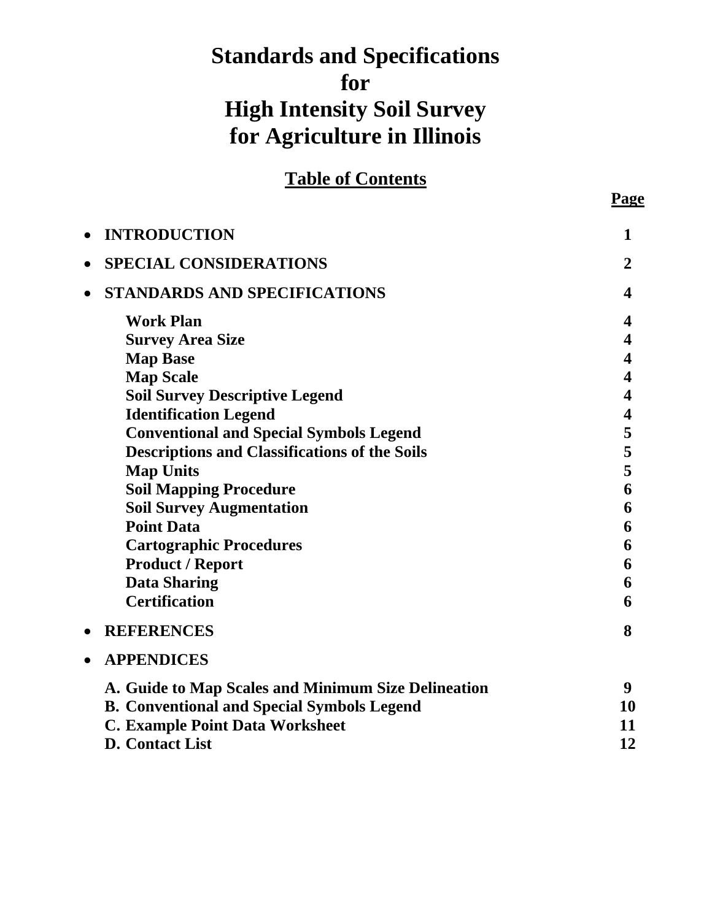# Standards and Specifications for High Intensity Soil Survey for Agriculture in Illinois

## Table of Contents

| | Page |
|---|---|
| • **INTRODUCTION** | **1** |
| • **SPECIAL CONSIDERATIONS** | **2** |
| • **STANDARDS AND SPECIFICATIONS** | **4** |
| **Work Plan** | **4** |
| **Survey Area Size** | **4** |
| **Map Base** | **4** |
| **Map Scale** | **4** |
| **Soil Survey Descriptive Legend** | **4** |
| **Identification Legend** | **4** |
| **Conventional and Special Symbols Legend** | **5** |
| **Descriptions and Classifications of the Soils** | **5** |
| **Map Units** | **5** |
| **Soil Mapping Procedure** | **6** |
| **Soil Survey Augmentation** | **6** |
| **Point Data** | **6** |
| **Cartographic Procedures** | **6** |
| **Product / Report** | **6** |
| **Data Sharing** | **6** |
| **Certification** | **6** |
| • **REFERENCES** | **8** |
| • **APPENDICES** | |
| **A. Guide to Map Scales and Minimum Size Delineation** | **9** |
| **B. Conventional and Special Symbols Legend** | **10** |
| **C. Example Point Data Worksheet** | **11** |
| **D. Contact List** | **12** |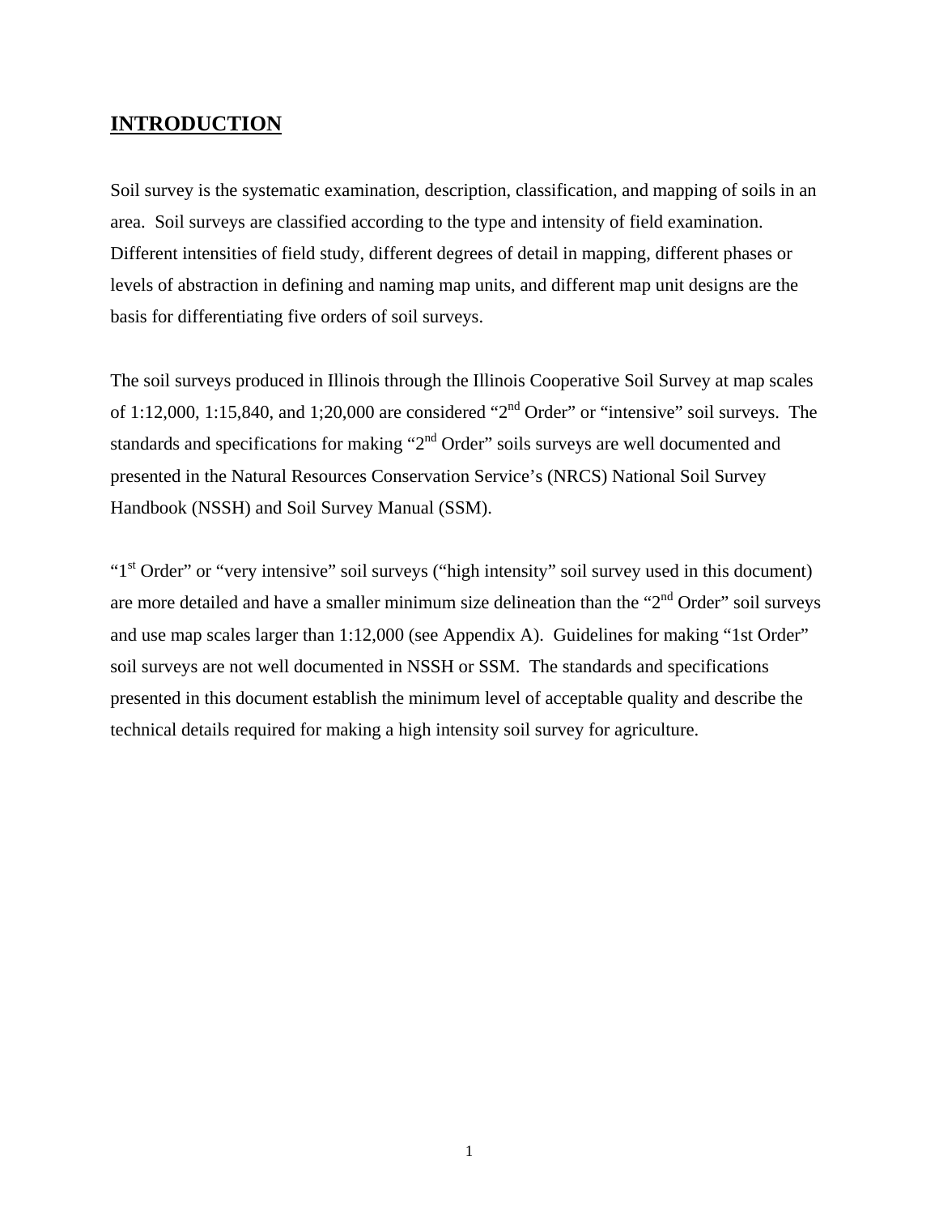## INTRODUCTION

Soil survey is the systematic examination, description, classification, and mapping of soils in an area. Soil surveys are classified according to the type and intensity of field examination. Different intensities of field study, different degrees of detail in mapping, different phases or levels of abstraction in defining and naming map units, and different map unit designs are the basis for differentiating five orders of soil surveys.

The soil surveys produced in Illinois through the Illinois Cooperative Soil Survey at map scales of 1:12,000, 1:15,840, and 1;20,000 are considered "2nd Order" or "intensive" soil surveys. The standards and specifications for making "2nd Order" soils surveys are well documented and presented in the Natural Resources Conservation Service's (NRCS) National Soil Survey Handbook (NSSH) and Soil Survey Manual (SSM).

"1st Order" or "very intensive" soil surveys ("high intensity" soil survey used in this document) are more detailed and have a smaller minimum size delineation than the "2nd Order" soil surveys and use map scales larger than 1:12,000 (see Appendix A). Guidelines for making "1st Order" soil surveys are not well documented in NSSH or SSM. The standards and specifications presented in this document establish the minimum level of acceptable quality and describe the technical details required for making a high intensity soil survey for agriculture.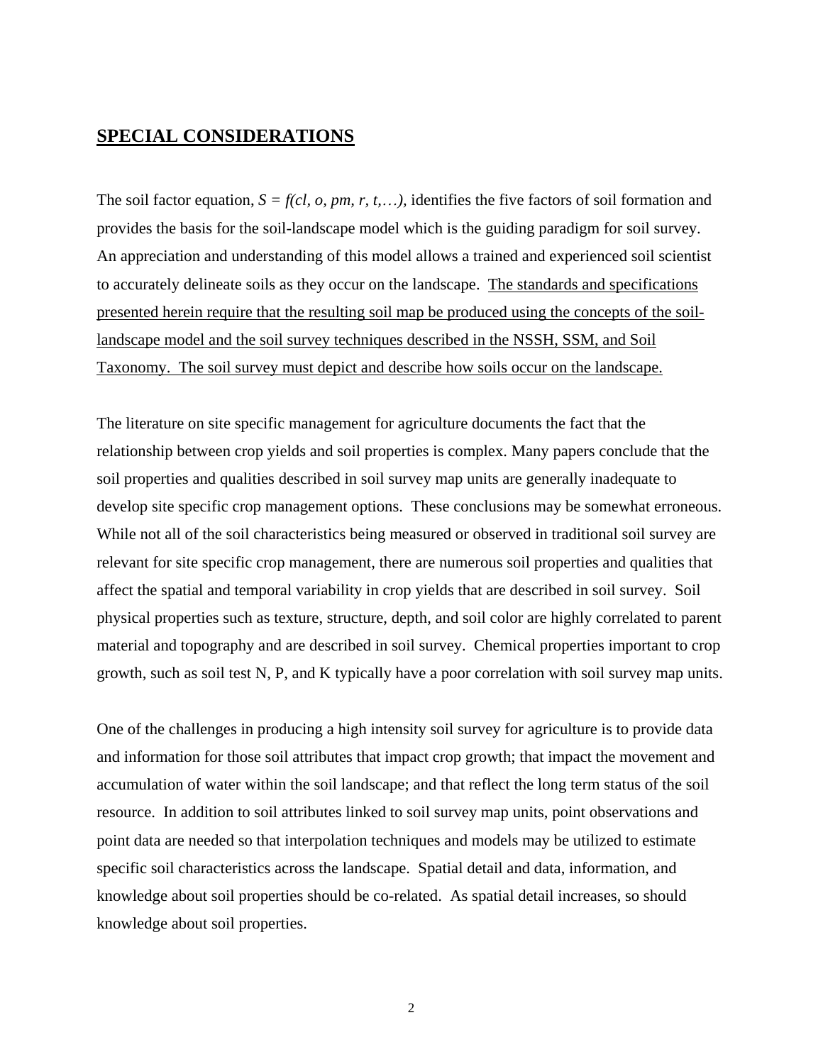## SPECIAL CONSIDERATIONS

The soil factor equation, $S = f(cl, o, pm, r, t, \ldots)$, identifies the five factors of soil formation and provides the basis for the soil-landscape model which is the guiding paradigm for soil survey. An appreciation and understanding of this model allows a trained and experienced soil scientist to accurately delineate soils as they occur on the landscape. <u>The standards and specifications presented herein require that the resulting soil map be produced using the concepts of the soil-landscape model and the soil survey techniques described in the NSSH, SSM, and Soil Taxonomy. The soil survey must depict and describe how soils occur on the landscape.</u>

The literature on site specific management for agriculture documents the fact that the relationship between crop yields and soil properties is complex. Many papers conclude that the soil properties and qualities described in soil survey map units are generally inadequate to develop site specific crop management options. These conclusions may be somewhat erroneous. While not all of the soil characteristics being measured or observed in traditional soil survey are relevant for site specific crop management, there are numerous soil properties and qualities that affect the spatial and temporal variability in crop yields that are described in soil survey. Soil physical properties such as texture, structure, depth, and soil color are highly correlated to parent material and topography and are described in soil survey. Chemical properties important to crop growth, such as soil test N, P, and K typically have a poor correlation with soil survey map units.

One of the challenges in producing a high intensity soil survey for agriculture is to provide data and information for those soil attributes that impact crop growth; that impact the movement and accumulation of water within the soil landscape; and that reflect the long term status of the soil resource. In addition to soil attributes linked to soil survey map units, point observations and point data are needed so that interpolation techniques and models may be utilized to estimate specific soil characteristics across the landscape. Spatial detail and data, information, and knowledge about soil properties should be co-related. As spatial detail increases, so should knowledge about soil properties.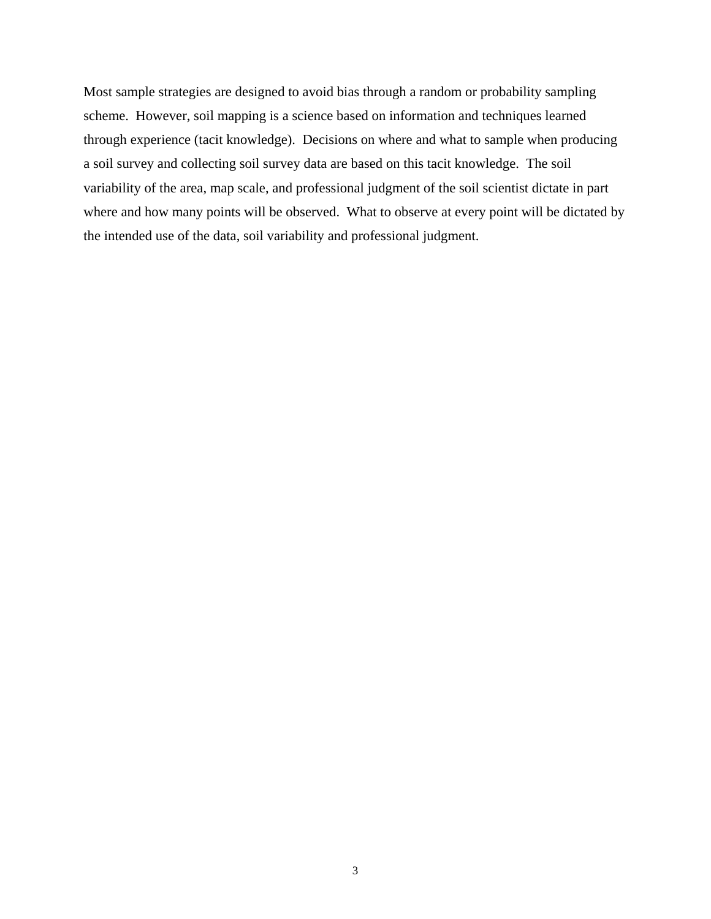Most sample strategies are designed to avoid bias through a random or probability sampling scheme. However, soil mapping is a science based on information and techniques learned through experience (tacit knowledge). Decisions on where and what to sample when producing a soil survey and collecting soil survey data are based on this tacit knowledge. The soil variability of the area, map scale, and professional judgment of the soil scientist dictate in part where and how many points will be observed. What to observe at every point will be dictated by the intended use of the data, soil variability and professional judgment.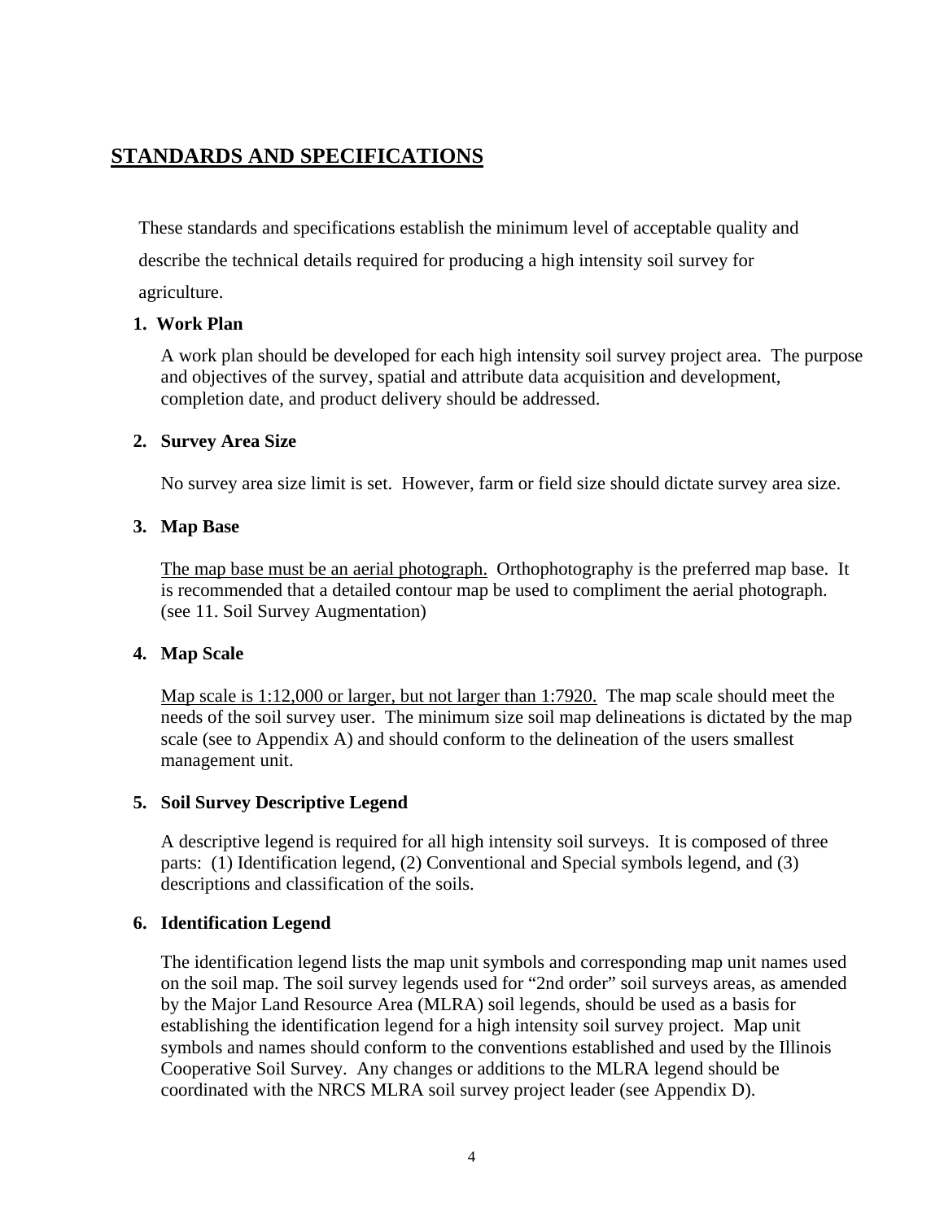## STANDARDS AND SPECIFICATIONS

These standards and specifications establish the minimum level of acceptable quality and describe the technical details required for producing a high intensity soil survey for agriculture.

**1. Work Plan**

A work plan should be developed for each high intensity soil survey project area. The purpose and objectives of the survey, spatial and attribute data acquisition and development, completion date, and product delivery should be addressed.

**2. Survey Area Size**

No survey area size limit is set. However, farm or field size should dictate survey area size.

**3. Map Base**

<u>The map base must be an aerial photograph.</u> Orthophotography is the preferred map base. It is recommended that a detailed contour map be used to compliment the aerial photograph. (see 11. Soil Survey Augmentation)

**4. Map Scale**

<u>Map scale is 1:12,000 or larger, but not larger than 1:7920.</u> The map scale should meet the needs of the soil survey user. The minimum size soil map delineations is dictated by the map scale (see to Appendix A) and should conform to the delineation of the users smallest management unit.

**5. Soil Survey Descriptive Legend**

A descriptive legend is required for all high intensity soil surveys. It is composed of three parts: (1) Identification legend, (2) Conventional and Special symbols legend, and (3) descriptions and classification of the soils.

**6. Identification Legend**

The identification legend lists the map unit symbols and corresponding map unit names used on the soil map. The soil survey legends used for "2nd order" soil surveys areas, as amended by the Major Land Resource Area (MLRA) soil legends, should be used as a basis for establishing the identification legend for a high intensity soil survey project. Map unit symbols and names should conform to the conventions established and used by the Illinois Cooperative Soil Survey. Any changes or additions to the MLRA legend should be coordinated with the NRCS MLRA soil survey project leader (see Appendix D).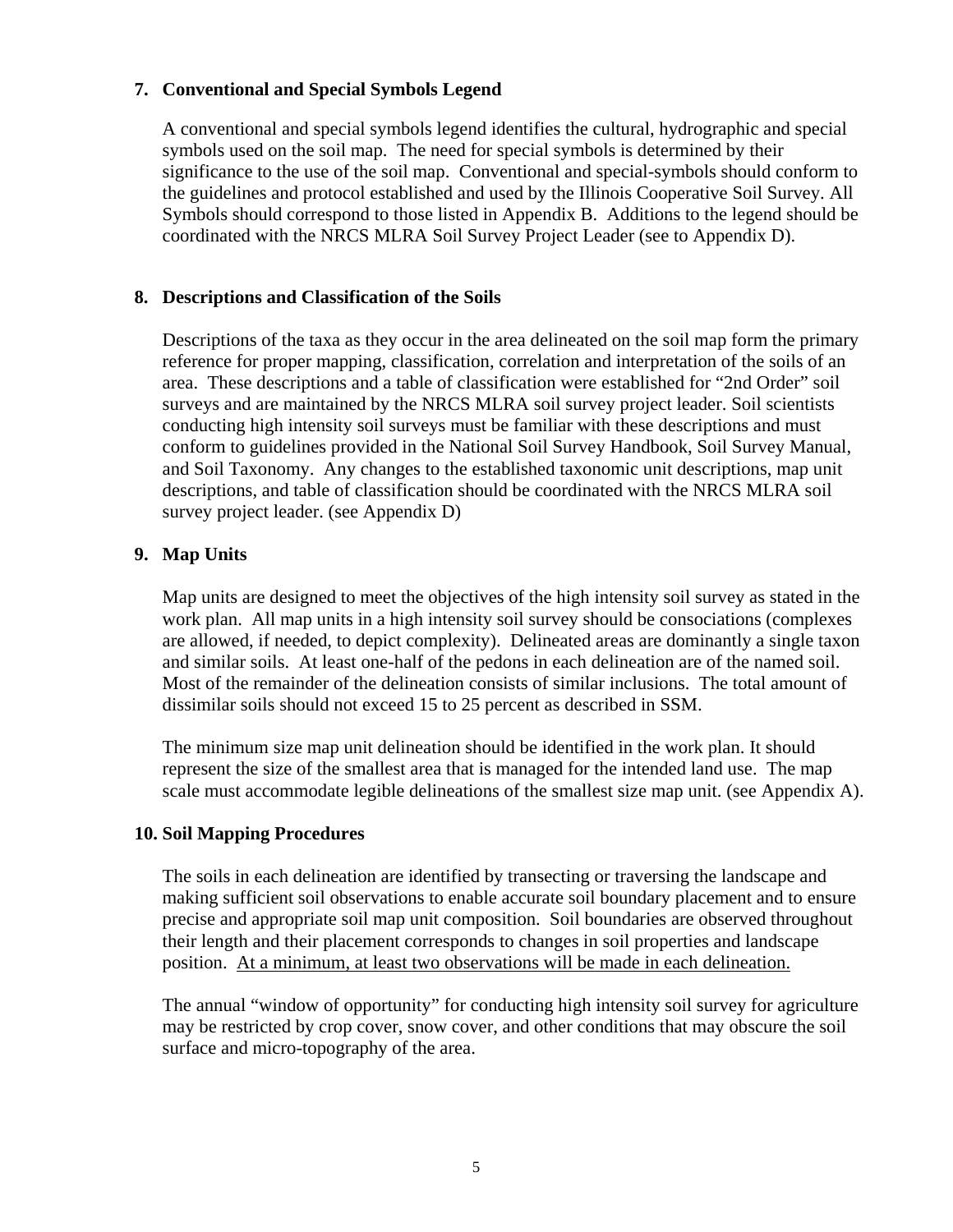## 7. Conventional and Special Symbols Legend

A conventional and special symbols legend identifies the cultural, hydrographic and special symbols used on the soil map. The need for special symbols is determined by their significance to the use of the soil map. Conventional and special-symbols should conform to the guidelines and protocol established and used by the Illinois Cooperative Soil Survey. All Symbols should correspond to those listed in Appendix B. Additions to the legend should be coordinated with the NRCS MLRA Soil Survey Project Leader (see to Appendix D).

## 8. Descriptions and Classification of the Soils

Descriptions of the taxa as they occur in the area delineated on the soil map form the primary reference for proper mapping, classification, correlation and interpretation of the soils of an area. These descriptions and a table of classification were established for "2nd Order" soil surveys and are maintained by the NRCS MLRA soil survey project leader. Soil scientists conducting high intensity soil surveys must be familiar with these descriptions and must conform to guidelines provided in the National Soil Survey Handbook, Soil Survey Manual, and Soil Taxonomy. Any changes to the established taxonomic unit descriptions, map unit descriptions, and table of classification should be coordinated with the NRCS MLRA soil survey project leader. (see Appendix D)

## 9. Map Units

Map units are designed to meet the objectives of the high intensity soil survey as stated in the work plan. All map units in a high intensity soil survey should be consociations (complexes are allowed, if needed, to depict complexity). Delineated areas are dominantly a single taxon and similar soils. At least one-half of the pedons in each delineation are of the named soil. Most of the remainder of the delineation consists of similar inclusions. The total amount of dissimilar soils should not exceed 15 to 25 percent as described in SSM.

The minimum size map unit delineation should be identified in the work plan. It should represent the size of the smallest area that is managed for the intended land use. The map scale must accommodate legible delineations of the smallest size map unit. (see Appendix A).

## 10. Soil Mapping Procedures

The soils in each delineation are identified by transecting or traversing the landscape and making sufficient soil observations to enable accurate soil boundary placement and to ensure precise and appropriate soil map unit composition. Soil boundaries are observed throughout their length and their placement corresponds to changes in soil properties and landscape position. <u>At a minimum, at least two observations will be made in each delineation.</u>

The annual "window of opportunity" for conducting high intensity soil survey for agriculture may be restricted by crop cover, snow cover, and other conditions that may obscure the soil surface and micro-topography of the area.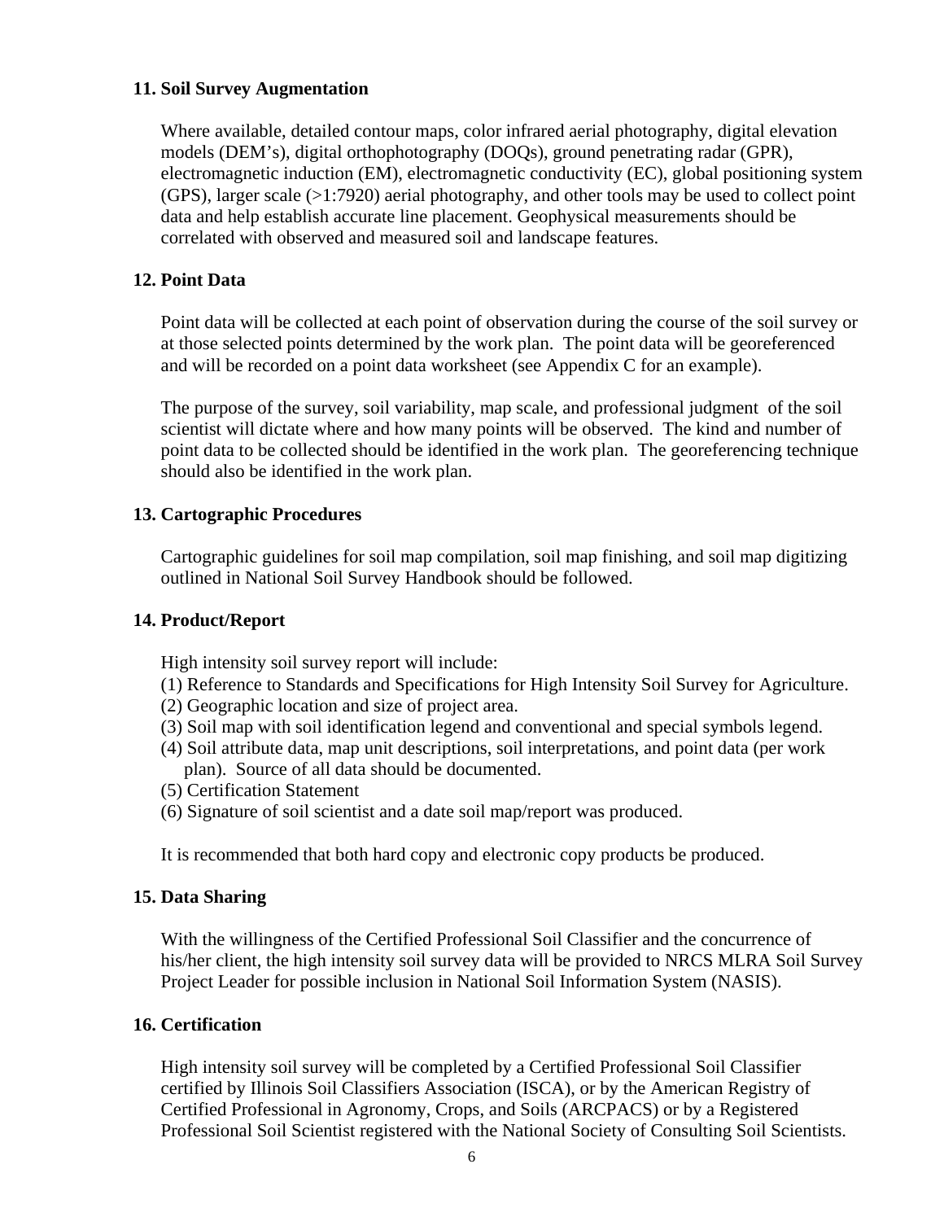## 11. Soil Survey Augmentation

Where available, detailed contour maps, color infrared aerial photography, digital elevation models (DEM's), digital orthophotography (DOQs), ground penetrating radar (GPR), electromagnetic induction (EM), electromagnetic conductivity (EC), global positioning system (GPS), larger scale (>1:7920) aerial photography, and other tools may be used to collect point data and help establish accurate line placement. Geophysical measurements should be correlated with observed and measured soil and landscape features.

## 12. Point Data

Point data will be collected at each point of observation during the course of the soil survey or at those selected points determined by the work plan. The point data will be georeferenced and will be recorded on a point data worksheet (see Appendix C for an example).

The purpose of the survey, soil variability, map scale, and professional judgment of the soil scientist will dictate where and how many points will be observed. The kind and number of point data to be collected should be identified in the work plan. The georeferencing technique should also be identified in the work plan.

## 13. Cartographic Procedures

Cartographic guidelines for soil map compilation, soil map finishing, and soil map digitizing outlined in National Soil Survey Handbook should be followed.

## 14. Product/Report

High intensity soil survey report will include:

(1) Reference to Standards and Specifications for High Intensity Soil Survey for Agriculture.
(2) Geographic location and size of project area.
(3) Soil map with soil identification legend and conventional and special symbols legend.
(4) Soil attribute data, map unit descriptions, soil interpretations, and point data (per work plan). Source of all data should be documented.
(5) Certification Statement
(6) Signature of soil scientist and a date soil map/report was produced.

It is recommended that both hard copy and electronic copy products be produced.

## 15. Data Sharing

With the willingness of the Certified Professional Soil Classifier and the concurrence of his/her client, the high intensity soil survey data will be provided to NRCS MLRA Soil Survey Project Leader for possible inclusion in National Soil Information System (NASIS).

## 16. Certification

High intensity soil survey will be completed by a Certified Professional Soil Classifier certified by Illinois Soil Classifiers Association (ISCA), or by the American Registry of Certified Professional in Agronomy, Crops, and Soils (ARCPACS) or by a Registered Professional Soil Scientist registered with the National Society of Consulting Soil Scientists.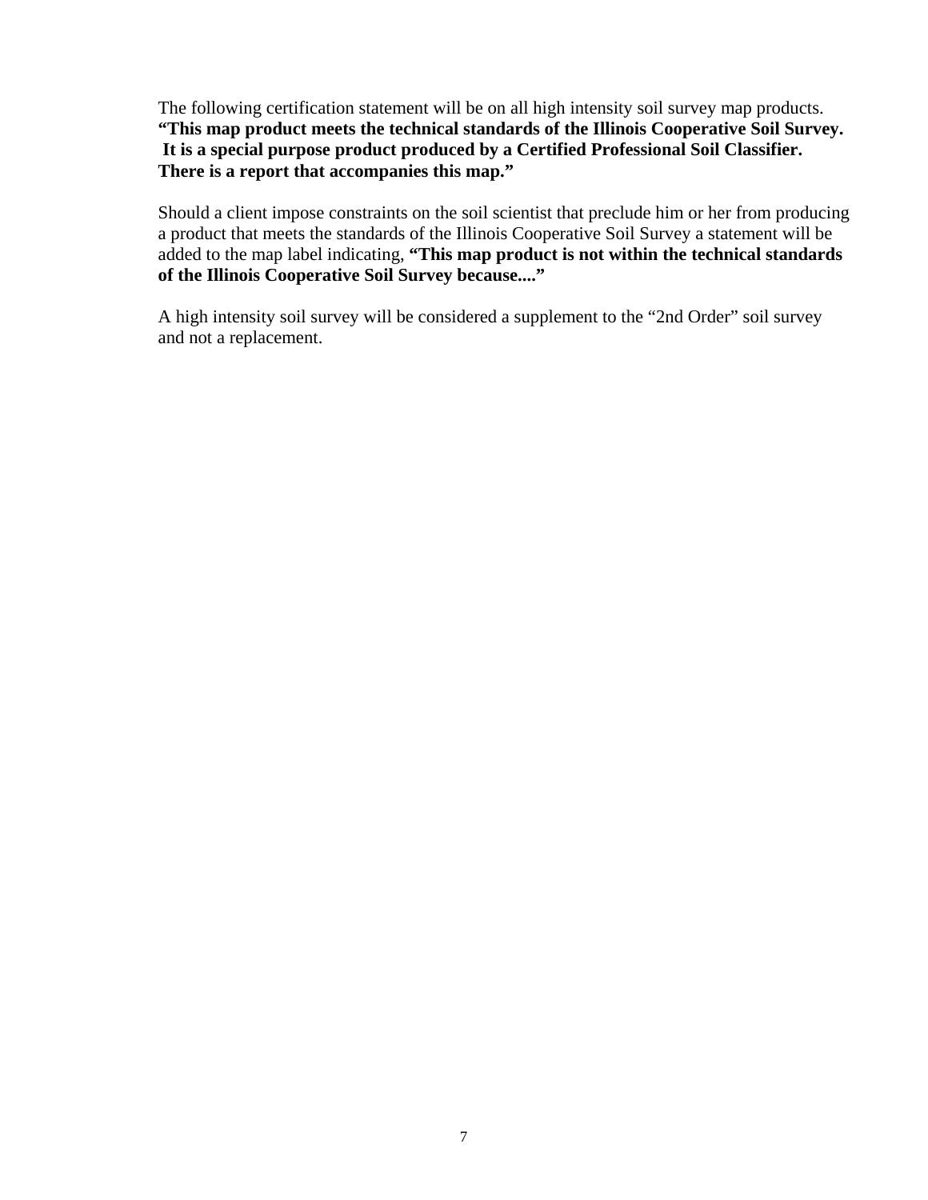The following certification statement will be on all high intensity soil survey map products. **"This map product meets the technical standards of the Illinois Cooperative Soil Survey. It is a special purpose product produced by a Certified Professional Soil Classifier. There is a report that accompanies this map."**

Should a client impose constraints on the soil scientist that preclude him or her from producing a product that meets the standards of the Illinois Cooperative Soil Survey a statement will be added to the map label indicating, **"This map product is not within the technical standards of the Illinois Cooperative Soil Survey because...."**

A high intensity soil survey will be considered a supplement to the "2nd Order" soil survey and not a replacement.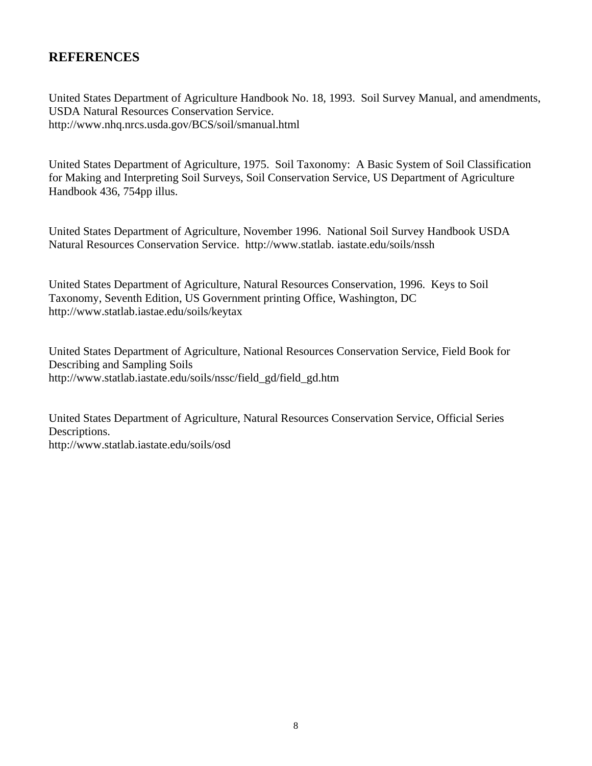## REFERENCES

United States Department of Agriculture Handbook No. 18, 1993. Soil Survey Manual, and amendments, USDA Natural Resources Conservation Service.
http://www.nhq.nrcs.usda.gov/BCS/soil/smanual.html

United States Department of Agriculture, 1975. Soil Taxonomy: A Basic System of Soil Classification for Making and Interpreting Soil Surveys, Soil Conservation Service, US Department of Agriculture Handbook 436, 754pp illus.

United States Department of Agriculture, November 1996. National Soil Survey Handbook USDA Natural Resources Conservation Service. http://www.statlab. iastate.edu/soils/nssh

United States Department of Agriculture, Natural Resources Conservation, 1996. Keys to Soil Taxonomy, Seventh Edition, US Government printing Office, Washington, DC
http://www.statlab.iastae.edu/soils/keytax

United States Department of Agriculture, National Resources Conservation Service, Field Book for Describing and Sampling Soils
http://www.statlab.iastate.edu/soils/nssc/field_gd/field_gd.htm

United States Department of Agriculture, Natural Resources Conservation Service, Official Series Descriptions.
http://www.statlab.iastate.edu/soils/osd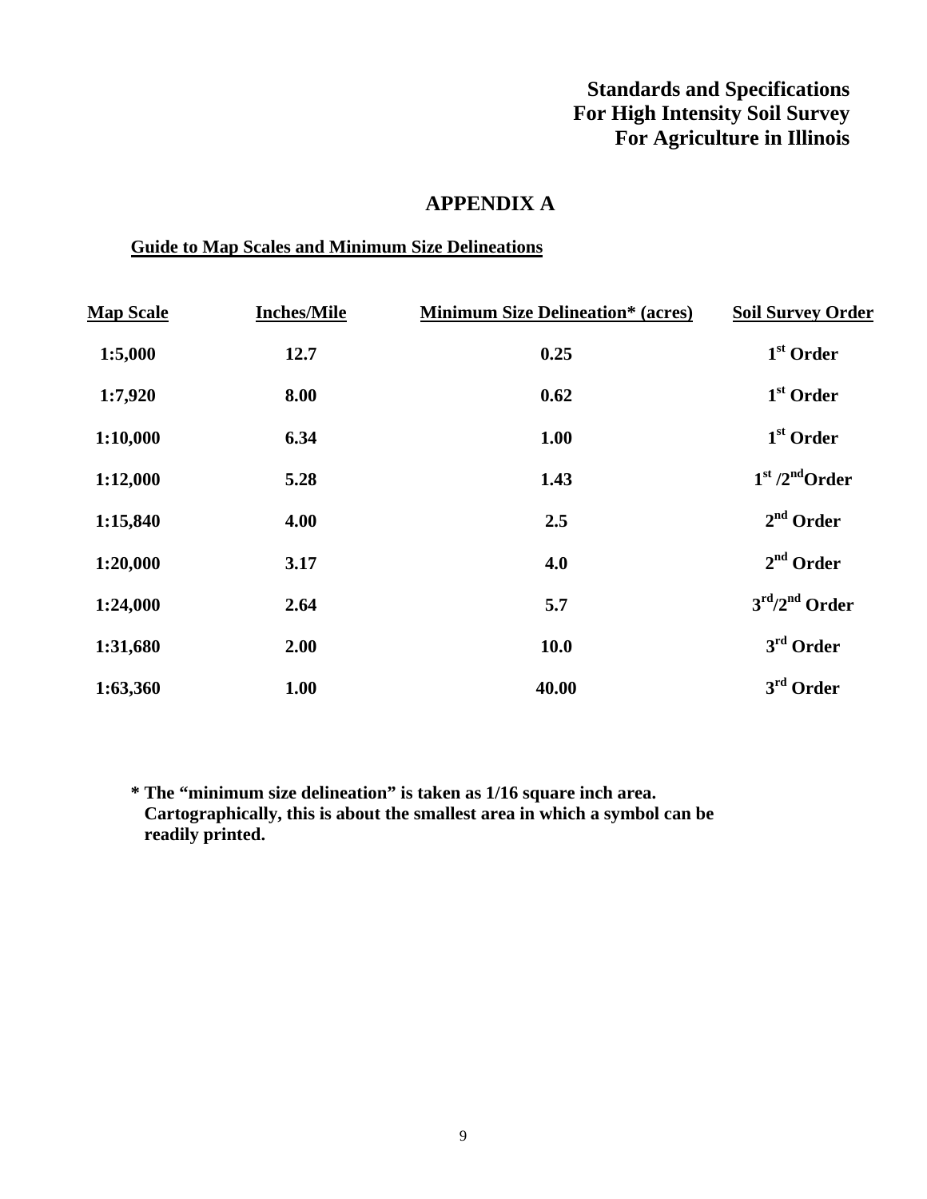**Standards and Specifications**
**For High Intensity Soil Survey**
**For Agriculture in Illinois**

# APPENDIX A

## Guide to Map Scales and Minimum Size Delineations

| Map Scale | Inches/Mile | Minimum Size Delineation* (acres) | Soil Survey Order |
|---|---|---|---|
| 1:5,000 | 12.7 | 0.25 | 1st Order |
| 1:7,920 | 8.00 | 0.62 | 1st Order |
| 1:10,000 | 6.34 | 1.00 | 1st Order |
| 1:12,000 | 5.28 | 1.43 | 1st /2nd Order |
| 1:15,840 | 4.00 | 2.5 | 2nd Order |
| 1:20,000 | 3.17 | 4.0 | 2nd Order |
| 1:24,000 | 2.64 | 5.7 | 3rd/2nd Order |
| 1:31,680 | 2.00 | 10.0 | 3rd Order |
| 1:63,360 | 1.00 | 40.00 | 3rd Order |

**\* The "minimum size delineation" is taken as 1/16 square inch area. Cartographically, this is about the smallest area in which a symbol can be readily printed.**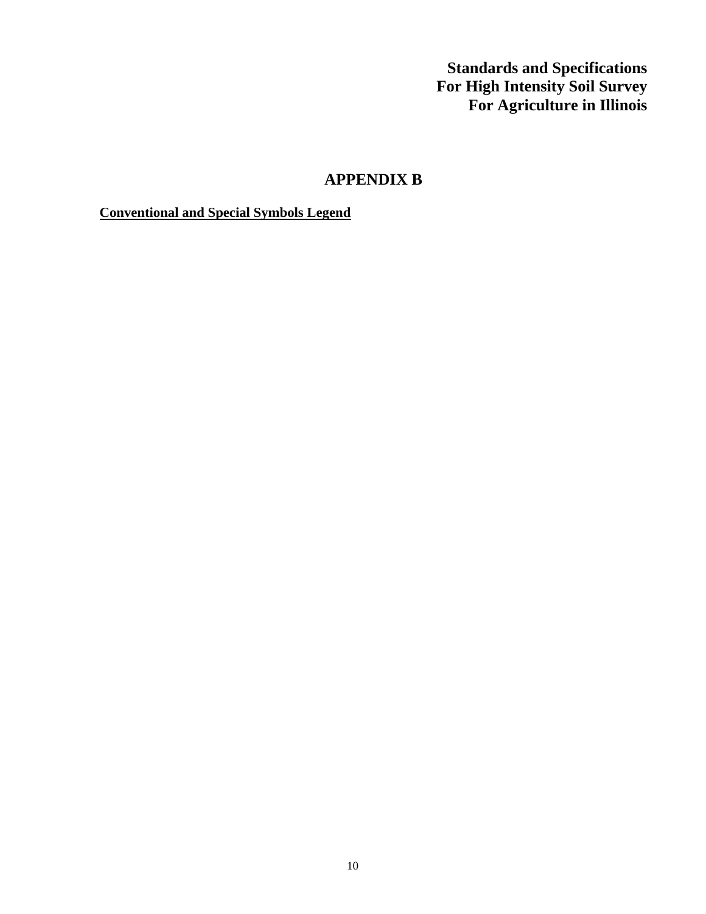**Standards and Specifications**
**For High Intensity Soil Survey**
**For Agriculture in Illinois**

# APPENDIX B

**Conventional and Special Symbols Legend**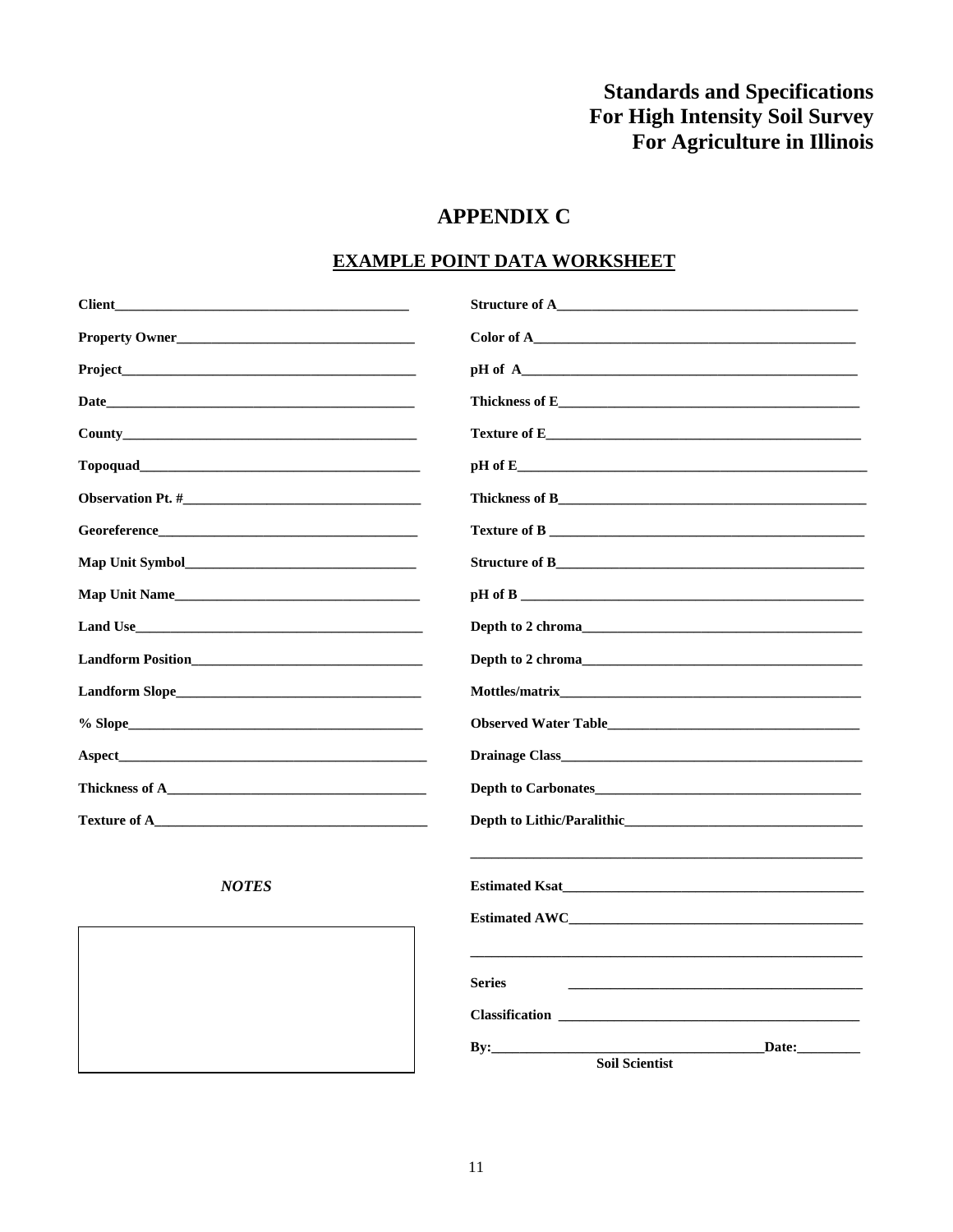# Standards and Specifications For High Intensity Soil Survey For Agriculture in Illinois

## APPENDIX C

### EXAMPLE POINT DATA WORKSHEET

**Client**\_\_\_\_\_\_\_\_\_\_\_\_\_\_\_\_\_\_\_\_\_\_\_\_\_\_\_\_\_\_\_\_\_\_\_\_\_\_

**Property Owner**\_\_\_\_\_\_\_\_\_\_\_\_\_\_\_\_\_\_\_\_\_\_\_\_\_\_\_\_\_\_\_\_

**Project**\_\_\_\_\_\_\_\_\_\_\_\_\_\_\_\_\_\_\_\_\_\_\_\_\_\_\_\_\_\_\_\_\_\_\_\_\_\_

**Date**\_\_\_\_\_\_\_\_\_\_\_\_\_\_\_\_\_\_\_\_\_\_\_\_\_\_\_\_\_\_\_\_\_\_\_\_\_\_\_

**County**\_\_\_\_\_\_\_\_\_\_\_\_\_\_\_\_\_\_\_\_\_\_\_\_\_\_\_\_\_\_\_\_\_\_\_\_\_\_

**Topoquad**\_\_\_\_\_\_\_\_\_\_\_\_\_\_\_\_\_\_\_\_\_\_\_\_\_\_\_\_\_\_\_\_\_\_\_\_

**Observation Pt. #**\_\_\_\_\_\_\_\_\_\_\_\_\_\_\_\_\_\_\_\_\_\_\_\_\_\_\_\_\_\_

**Georeference**\_\_\_\_\_\_\_\_\_\_\_\_\_\_\_\_\_\_\_\_\_\_\_\_\_\_\_\_\_\_\_\_\_\_

**Map Unit Symbol**\_\_\_\_\_\_\_\_\_\_\_\_\_\_\_\_\_\_\_\_\_\_\_\_\_\_\_\_\_\_

**Map Unit Name**\_\_\_\_\_\_\_\_\_\_\_\_\_\_\_\_\_\_\_\_\_\_\_\_\_\_\_\_\_\_\_\_

**Land Use**\_\_\_\_\_\_\_\_\_\_\_\_\_\_\_\_\_\_\_\_\_\_\_\_\_\_\_\_\_\_\_\_\_\_\_\_

**Landform Position**\_\_\_\_\_\_\_\_\_\_\_\_\_\_\_\_\_\_\_\_\_\_\_\_\_\_\_\_\_\_

**Landform Slope**\_\_\_\_\_\_\_\_\_\_\_\_\_\_\_\_\_\_\_\_\_\_\_\_\_\_\_\_\_\_\_\_

**% Slope**\_\_\_\_\_\_\_\_\_\_\_\_\_\_\_\_\_\_\_\_\_\_\_\_\_\_\_\_\_\_\_\_\_\_\_\_\_\_

**Aspect**\_\_\_\_\_\_\_\_\_\_\_\_\_\_\_\_\_\_\_\_\_\_\_\_\_\_\_\_\_\_\_\_\_\_\_\_\_\_\_

**Thickness of A**\_\_\_\_\_\_\_\_\_\_\_\_\_\_\_\_\_\_\_\_\_\_\_\_\_\_\_\_\_\_\_\_\_

**Texture of A**\_\_\_\_\_\_\_\_\_\_\_\_\_\_\_\_\_\_\_\_\_\_\_\_\_\_\_\_\_\_\_\_\_\_\_

***NOTES***

| |
|---|
| |

**Structure of A**\_\_\_\_\_\_\_\_\_\_\_\_\_\_\_\_\_\_\_\_\_\_\_\_\_\_\_\_\_\_\_\_\_\_\_

**Color of A**\_\_\_\_\_\_\_\_\_\_\_\_\_\_\_\_\_\_\_\_\_\_\_\_\_\_\_\_\_\_\_\_\_\_\_\_\_

**pH of A**\_\_\_\_\_\_\_\_\_\_\_\_\_\_\_\_\_\_\_\_\_\_\_\_\_\_\_\_\_\_\_\_\_\_\_\_\_\_\_

**Thickness of E**\_\_\_\_\_\_\_\_\_\_\_\_\_\_\_\_\_\_\_\_\_\_\_\_\_\_\_\_\_\_\_\_\_\_

**Texture of E**\_\_\_\_\_\_\_\_\_\_\_\_\_\_\_\_\_\_\_\_\_\_\_\_\_\_\_\_\_\_\_\_\_\_\_\_

**pH of E**\_\_\_\_\_\_\_\_\_\_\_\_\_\_\_\_\_\_\_\_\_\_\_\_\_\_\_\_\_\_\_\_\_\_\_\_\_\_\_\_

**Thickness of B**\_\_\_\_\_\_\_\_\_\_\_\_\_\_\_\_\_\_\_\_\_\_\_\_\_\_\_\_\_\_\_\_\_\_

**Texture of B** \_\_\_\_\_\_\_\_\_\_\_\_\_\_\_\_\_\_\_\_\_\_\_\_\_\_\_\_\_\_\_\_\_\_\_

**Structure of B**\_\_\_\_\_\_\_\_\_\_\_\_\_\_\_\_\_\_\_\_\_\_\_\_\_\_\_\_\_\_\_\_\_\_

**pH of B** \_\_\_\_\_\_\_\_\_\_\_\_\_\_\_\_\_\_\_\_\_\_\_\_\_\_\_\_\_\_\_\_\_\_\_\_\_\_

**Depth to 2 chroma**\_\_\_\_\_\_\_\_\_\_\_\_\_\_\_\_\_\_\_\_\_\_\_\_\_\_\_\_\_\_

**Depth to 2 chroma**\_\_\_\_\_\_\_\_\_\_\_\_\_\_\_\_\_\_\_\_\_\_\_\_\_\_\_\_\_\_

**Mottles/matrix**\_\_\_\_\_\_\_\_\_\_\_\_\_\_\_\_\_\_\_\_\_\_\_\_\_\_\_\_\_\_\_\_\_\_

**Observed Water Table**\_\_\_\_\_\_\_\_\_\_\_\_\_\_\_\_\_\_\_\_\_\_\_\_\_\_\_

**Drainage Class**\_\_\_\_\_\_\_\_\_\_\_\_\_\_\_\_\_\_\_\_\_\_\_\_\_\_\_\_\_\_\_\_\_\_

**Depth to Carbonates**\_\_\_\_\_\_\_\_\_\_\_\_\_\_\_\_\_\_\_\_\_\_\_\_\_\_\_\_\_

**Depth to Lithic/Paralithic**\_\_\_\_\_\_\_\_\_\_\_\_\_\_\_\_\_\_\_\_\_\_\_\_\_\_

\_\_\_\_\_\_\_\_\_\_\_\_\_\_\_\_\_\_\_\_\_\_\_\_\_\_\_\_\_\_\_\_\_\_\_\_\_\_\_\_\_\_\_\_\_\_\_\_

**Estimated Ksat**\_\_\_\_\_\_\_\_\_\_\_\_\_\_\_\_\_\_\_\_\_\_\_\_\_\_\_\_\_\_\_\_\_\_

**Estimated AWC**\_\_\_\_\_\_\_\_\_\_\_\_\_\_\_\_\_\_\_\_\_\_\_\_\_\_\_\_\_\_\_\_\_

\_\_\_\_\_\_\_\_\_\_\_\_\_\_\_\_\_\_\_\_\_\_\_\_\_\_\_\_\_\_\_\_\_\_\_\_\_\_\_\_\_\_\_\_\_\_\_\_

**Series** \_\_\_\_\_\_\_\_\_\_\_\_\_\_\_\_\_\_\_\_\_\_\_\_\_\_\_\_\_\_\_\_\_\_\_\_\_\_\_

**Classification** \_\_\_\_\_\_\_\_\_\_\_\_\_\_\_\_\_\_\_\_\_\_\_\_\_\_\_\_\_\_\_\_\_\_

**By:**\_\_\_\_\_\_\_\_\_\_\_\_\_\_\_\_\_\_\_\_\_\_\_\_\_\_\_\_\_\_\_\_**Date:**\_\_\_\_\_\_\_\_\_

**Soil Scientist**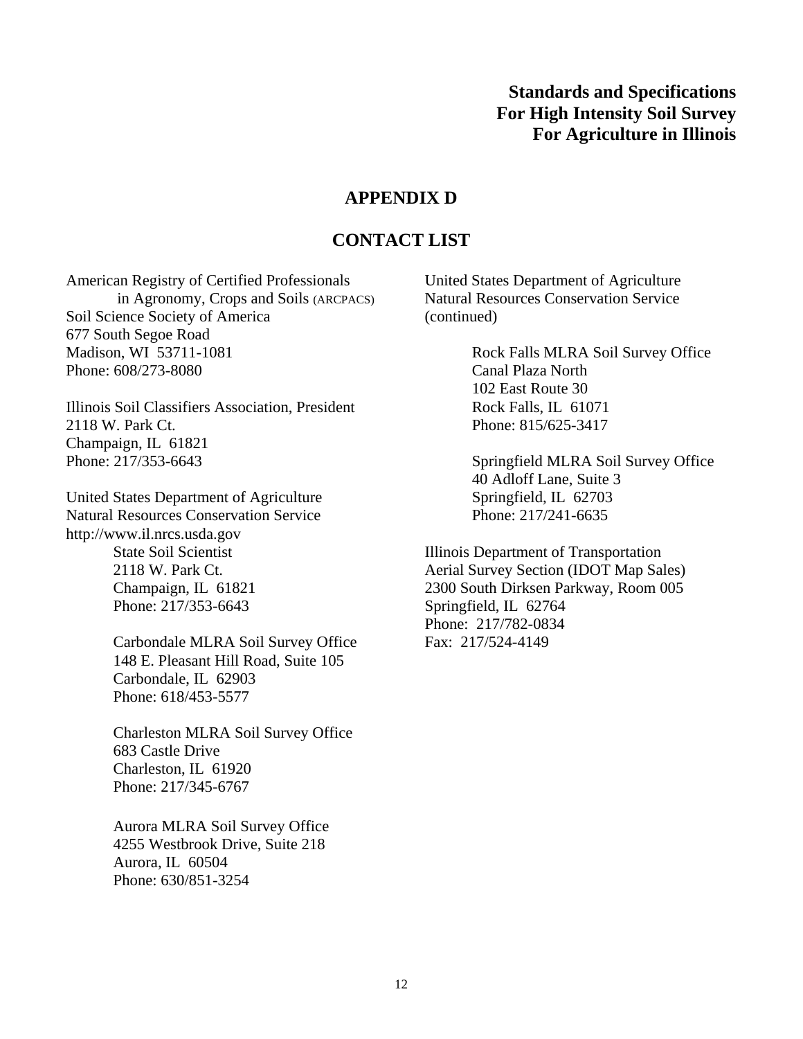**Standards and Specifications
For High Intensity Soil Survey
For Agriculture in Illinois**

# APPENDIX D

# CONTACT LIST

American Registry of Certified Professionals
in Agronomy, Crops and Soils (ARCPACS)
Soil Science Society of America
677 South Segoe Road
Madison, WI 53711-1081
Phone: 608/273-8080

Illinois Soil Classifiers Association, President
2118 W. Park Ct.
Champaign, IL 61821
Phone: 217/353-6643

United States Department of Agriculture
Natural Resources Conservation Service
http://www.il.nrcs.usda.gov

State Soil Scientist
2118 W. Park Ct.
Champaign, IL 61821
Phone: 217/353-6643

Carbondale MLRA Soil Survey Office
148 E. Pleasant Hill Road, Suite 105
Carbondale, IL 62903
Phone: 618/453-5577

Charleston MLRA Soil Survey Office
683 Castle Drive
Charleston, IL 61920
Phone: 217/345-6767

Aurora MLRA Soil Survey Office
4255 Westbrook Drive, Suite 218
Aurora, IL 60504
Phone: 630/851-3254

United States Department of Agriculture
Natural Resources Conservation Service
(continued)

Rock Falls MLRA Soil Survey Office
Canal Plaza North
102 East Route 30
Rock Falls, IL 61071
Phone: 815/625-3417

Springfield MLRA Soil Survey Office
40 Adloff Lane, Suite 3
Springfield, IL 62703
Phone: 217/241-6635

Illinois Department of Transportation
Aerial Survey Section (IDOT Map Sales)
2300 South Dirksen Parkway, Room 005
Springfield, IL 62764
Phone: 217/782-0834
Fax: 217/524-4149